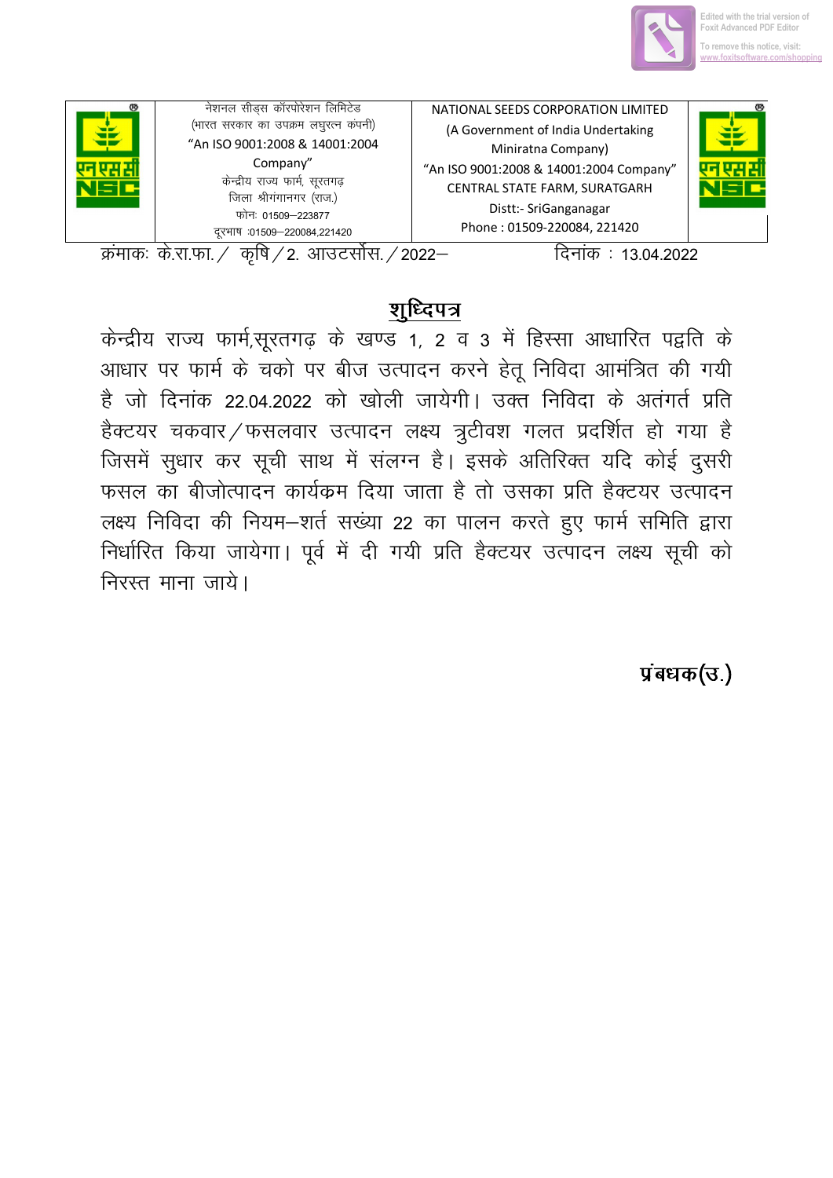| नेशनल सीड्स कॉरपोरेशन लिमिटेड (भारत सरकार का उपक्रम लघुरत्न कंपनी) "An ISO 9001:2008 & 14001:2004 Company" केन्द्रीय राज्य फार्म, सूरतगढ़ जिला श्रीगंगानगर (राज.) फोनः 01509–223877 दूरभाष :01509–220084,221420 | NATIONAL SEEDS CORPORATION LIMITED (A Government of India Undertaking Miniratna Company) "An ISO 9001:2008 & 14001:2004 Company" CENTRAL STATE FARM, SURATGARH Distt:- SriGanganagar Phone : 01509-220084, 221420 |
|---|---|

क्रमांकः के.रा.फा. / कृषि / 2. आउटसोर्स. / 2022– दिनांक : 13.04.2022

## शुध्दिपत्र

केन्द्रीय राज्य फार्म,सूरतगढ़ के खण्ड 1, 2 व 3 में हिस्सा आधारित पद्वति के आधार पर फार्म के चको पर बीज उत्पादन करने हेतू निविदा आमंत्रित की गयी है जो दिनांक 22.04.2022 को खोली जायेगी। उक्त निविदा के अतंगर्त प्रति हैक्टयर चकवार / फसलवार उत्पादन लक्ष्य त्रुटीवश गलत प्रदर्शित हो गया है जिसमें सुधार कर सूची साथ में संलग्न है। इसके अतिरिक्त यदि कोई दुसरी फसल का बीजोत्पादन कार्यक्रम दिया जाता है तो उसका प्रति हैक्टयर उत्पादन लक्ष्य निविदा की नियम–शर्त सख्या 22 का पालन करते हुए फार्म समिति द्वारा निर्धारित किया जायेगा। पूर्व में दी गयी प्रति हैक्टयर उत्पादन लक्ष्य सूची को निरस्त माना जाये।

**प्रंबधक(उ.)**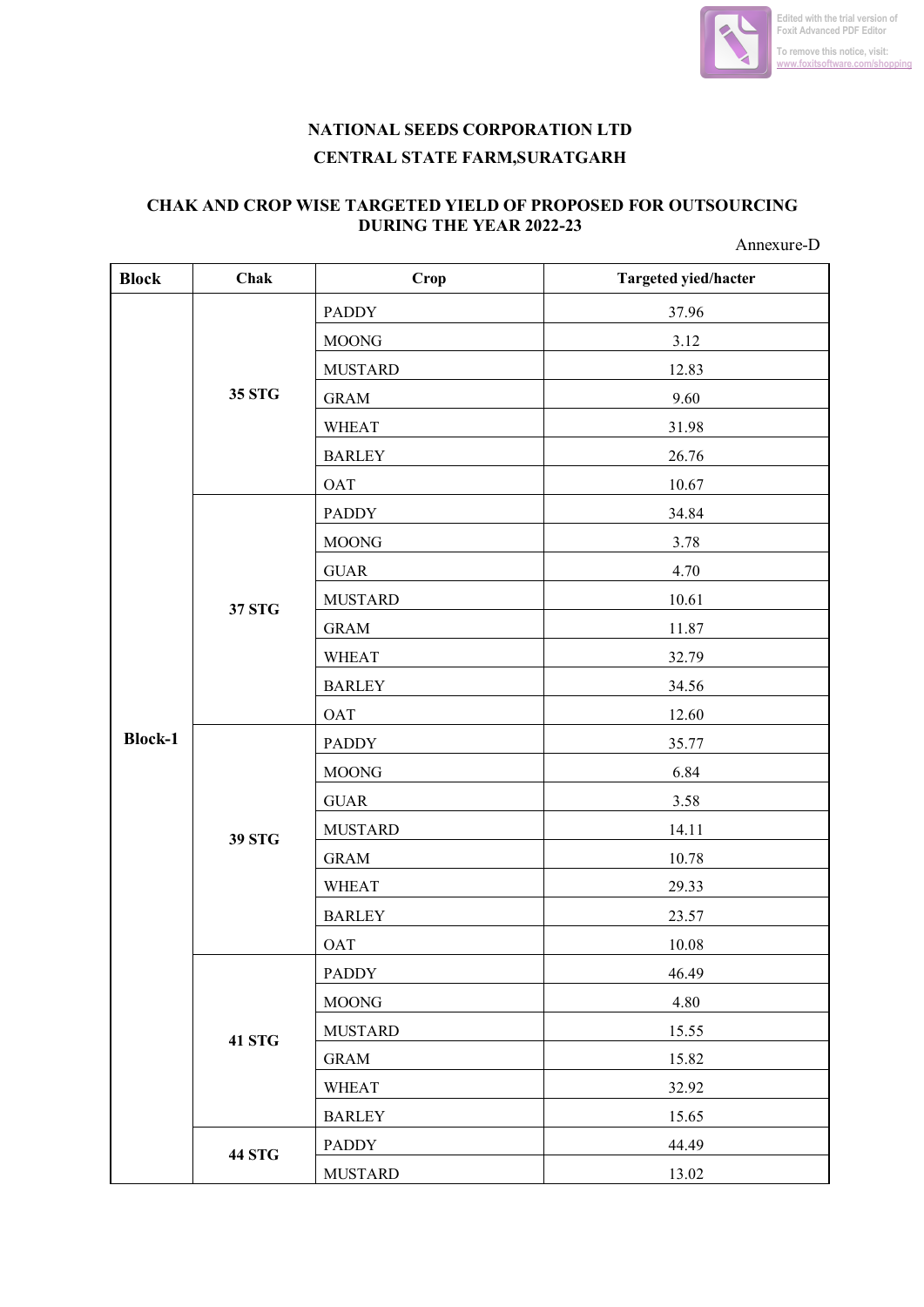# NATIONAL SEEDS CORPORATION LTD

## CENTRAL STATE FARM,SURATGARH

### CHAK AND CROP WISE TARGETED YIELD OF PROPOSED FOR OUTSOURCING DURING THE YEAR 2022-23

Annexure-D

| Block | Chak | Crop | Targeted yied/hacter |
|---|---|---|---|
| Block-1 | 35 STG | PADDY | 37.96 |
| | | MOONG | 3.12 |
| | | MUSTARD | 12.83 |
| | | GRAM | 9.60 |
| | | WHEAT | 31.98 |
| | | BARLEY | 26.76 |
| | | OAT | 10.67 |
| | 37 STG | PADDY | 34.84 |
| | | MOONG | 3.78 |
| | | GUAR | 4.70 |
| | | MUSTARD | 10.61 |
| | | GRAM | 11.87 |
| | | WHEAT | 32.79 |
| | | BARLEY | 34.56 |
| | | OAT | 12.60 |
| | 39 STG | PADDY | 35.77 |
| | | MOONG | 6.84 |
| | | GUAR | 3.58 |
| | | MUSTARD | 14.11 |
| | | GRAM | 10.78 |
| | | WHEAT | 29.33 |
| | | BARLEY | 23.57 |
| | | OAT | 10.08 |
| | 41 STG | PADDY | 46.49 |
| | | MOONG | 4.80 |
| | | MUSTARD | 15.55 |
| | | GRAM | 15.82 |
| | | WHEAT | 32.92 |
| | | BARLEY | 15.65 |
| | 44 STG | PADDY | 44.49 |
| | | MUSTARD | 13.02 |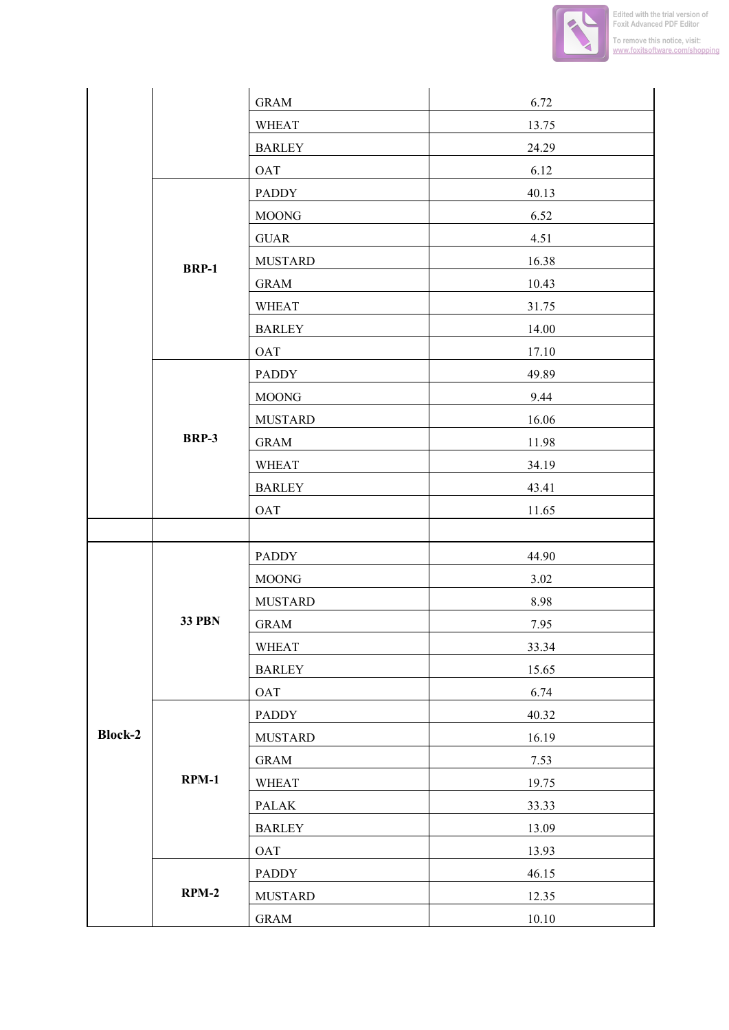| | | GRAM | 6.72 |
|---|---|---|---|
| | | WHEAT | 13.75 |
| | | BARLEY | 24.29 |
| | | OAT | 6.12 |
| | **BRP-1** | PADDY | 40.13 |
| | | MOONG | 6.52 |
| | | GUAR | 4.51 |
| | | MUSTARD | 16.38 |
| | | GRAM | 10.43 |
| | | WHEAT | 31.75 |
| | | BARLEY | 14.00 |
| | | OAT | 17.10 |
| | **BRP-3** | PADDY | 49.89 |
| | | MOONG | 9.44 |
| | | MUSTARD | 16.06 |
| | | GRAM | 11.98 |
| | | WHEAT | 34.19 |
| | | BARLEY | 43.41 |
| | | OAT | 11.65 |
| | | | |
| **Block-2** | **33 PBN** | PADDY | 44.90 |
| | | MOONG | 3.02 |
| | | MUSTARD | 8.98 |
| | | GRAM | 7.95 |
| | | WHEAT | 33.34 |
| | | BARLEY | 15.65 |
| | | OAT | 6.74 |
| | **RPM-1** | PADDY | 40.32 |
| | | MUSTARD | 16.19 |
| | | GRAM | 7.53 |
| | | WHEAT | 19.75 |
| | | PALAK | 33.33 |
| | | BARLEY | 13.09 |
| | | OAT | 13.93 |
| | **RPM-2** | PADDY | 46.15 |
| | | MUSTARD | 12.35 |
| | | GRAM | 10.10 |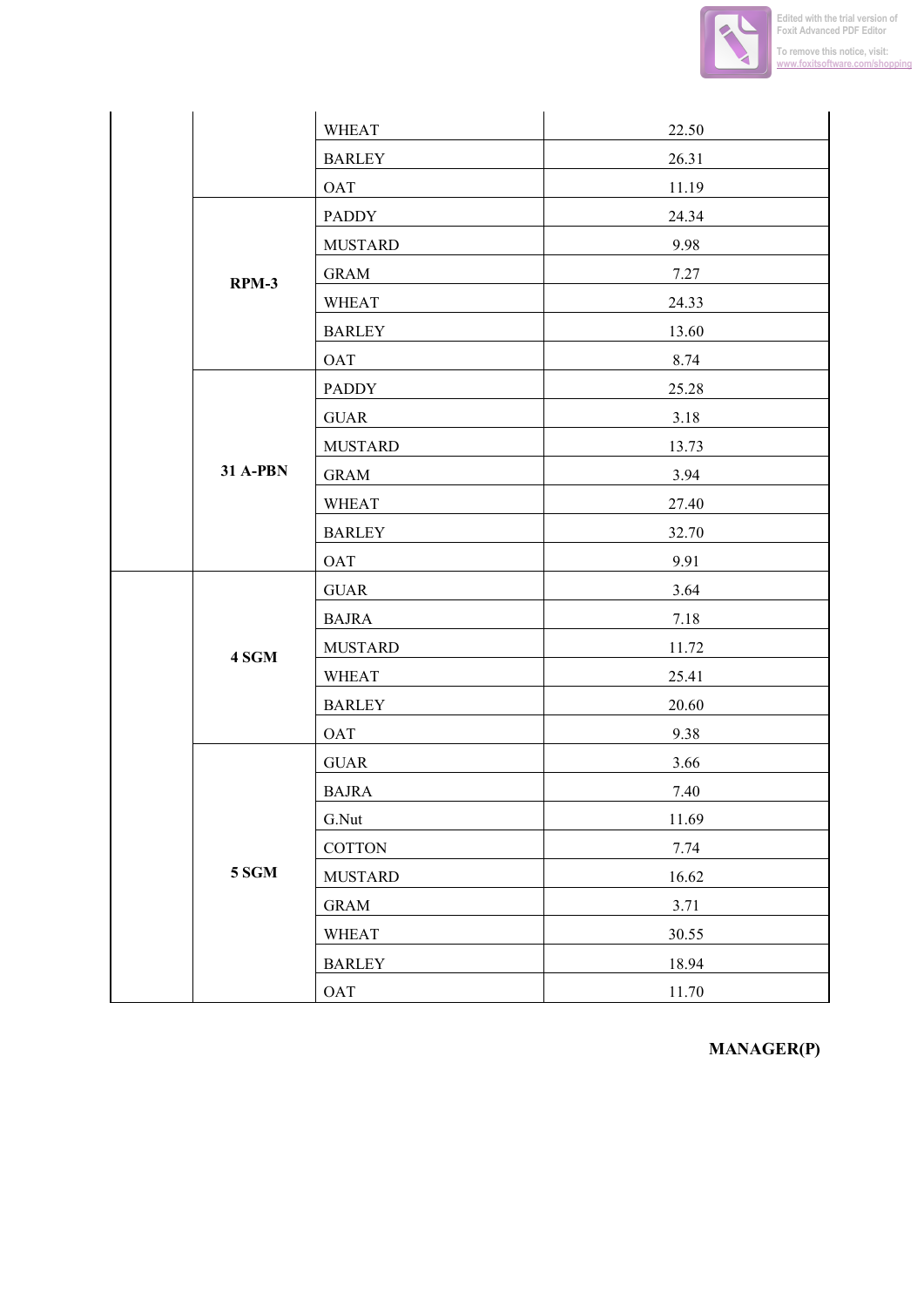| | | | |
|---|---|---|---|
| | | WHEAT | 22.50 |
| | | BARLEY | 26.31 |
| | | OAT | 11.19 |
| | **RPM-3** | PADDY | 24.34 |
| | | MUSTARD | 9.98 |
| | | GRAM | 7.27 |
| | | WHEAT | 24.33 |
| | | BARLEY | 13.60 |
| | | OAT | 8.74 |
| | **31 A-PBN** | PADDY | 25.28 |
| | | GUAR | 3.18 |
| | | MUSTARD | 13.73 |
| | | GRAM | 3.94 |
| | | WHEAT | 27.40 |
| | | BARLEY | 32.70 |
| | | OAT | 9.91 |
| | **4 SGM** | GUAR | 3.64 |
| | | BAJRA | 7.18 |
| | | MUSTARD | 11.72 |
| | | WHEAT | 25.41 |
| | | BARLEY | 20.60 |
| | | OAT | 9.38 |
| | **5 SGM** | GUAR | 3.66 |
| | | BAJRA | 7.40 |
| | | G.Nut | 11.69 |
| | | COTTON | 7.74 |
| | | MUSTARD | 16.62 |
| | | GRAM | 3.71 |
| | | WHEAT | 30.55 |
| | | BARLEY | 18.94 |
| | | OAT | 11.70 |

**MANAGER(P)**